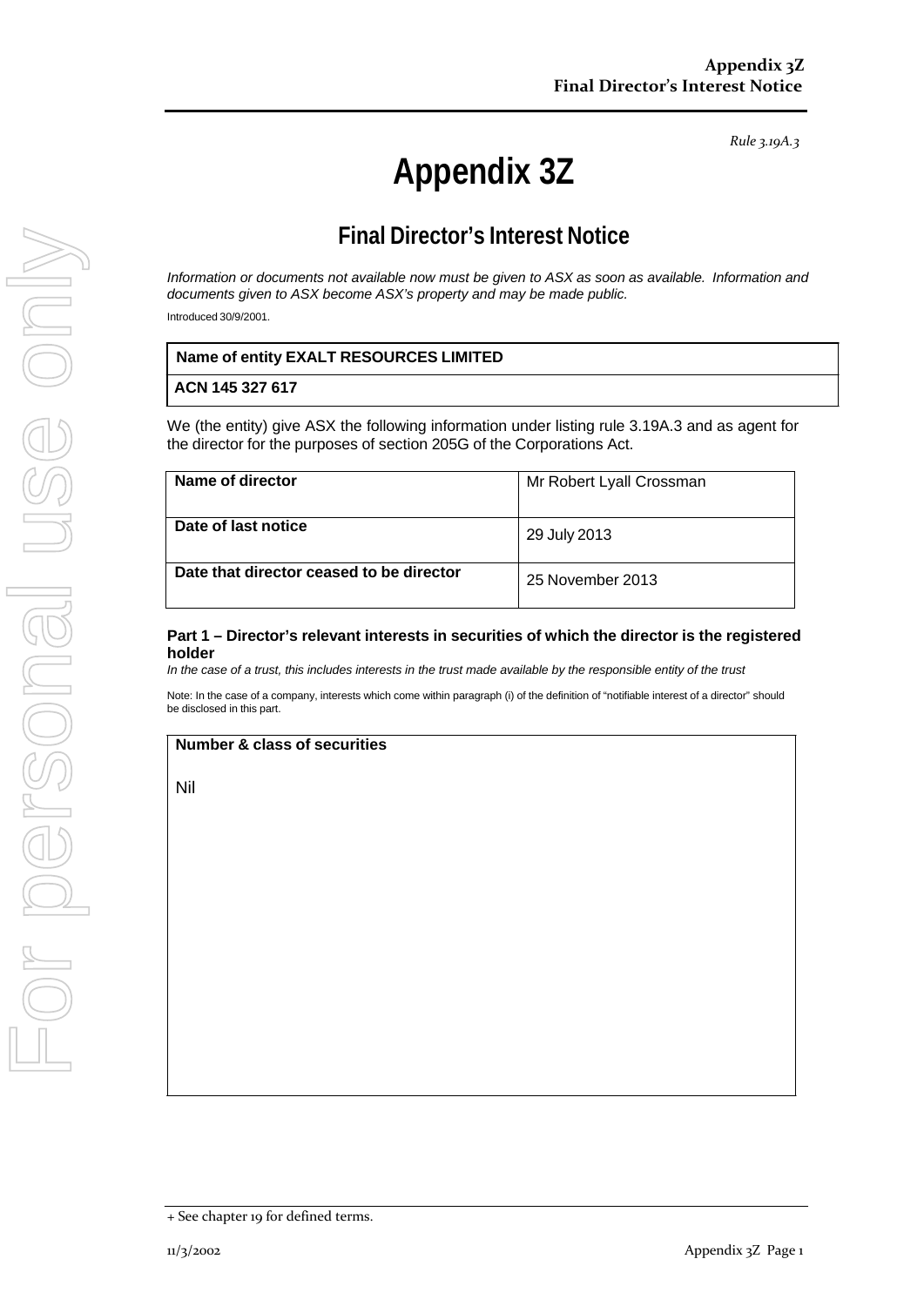*Rule 3.19A.3*

# Appendix 3Z

## Final Director's Interest Notice

*Information or documents not available now must be given to ASX as soon as available. Information and documents given to ASX become ASX's property and may be made public.*

Introduced 30/9/2001.

| **Name of entity EXALT RESOURCES LIMITED** |
|---|
| **ACN 145 327 617** |

We (the entity) give ASX the following information under listing rule 3.19A.3 and as agent for the director for the purposes of section 205G of the Corporations Act.

| **Name of director** | Mr Robert Lyall Crossman |
|---|---|
| **Date of last notice** | 29 July 2013 |
| **Date that director ceased to be director** | 25 November 2013 |

### Part 1 – Director's relevant interests in securities of which the director is the registered holder

*In the case of a trust, this includes interests in the trust made available by the responsible entity of the trust*

Note: In the case of a company, interests which come within paragraph (i) of the definition of "notifiable interest of a director" should be disclosed in this part.

| **Number & class of securities** |
|---|
| Nil |

+ See chapter 19 for defined terms.

11/3/2002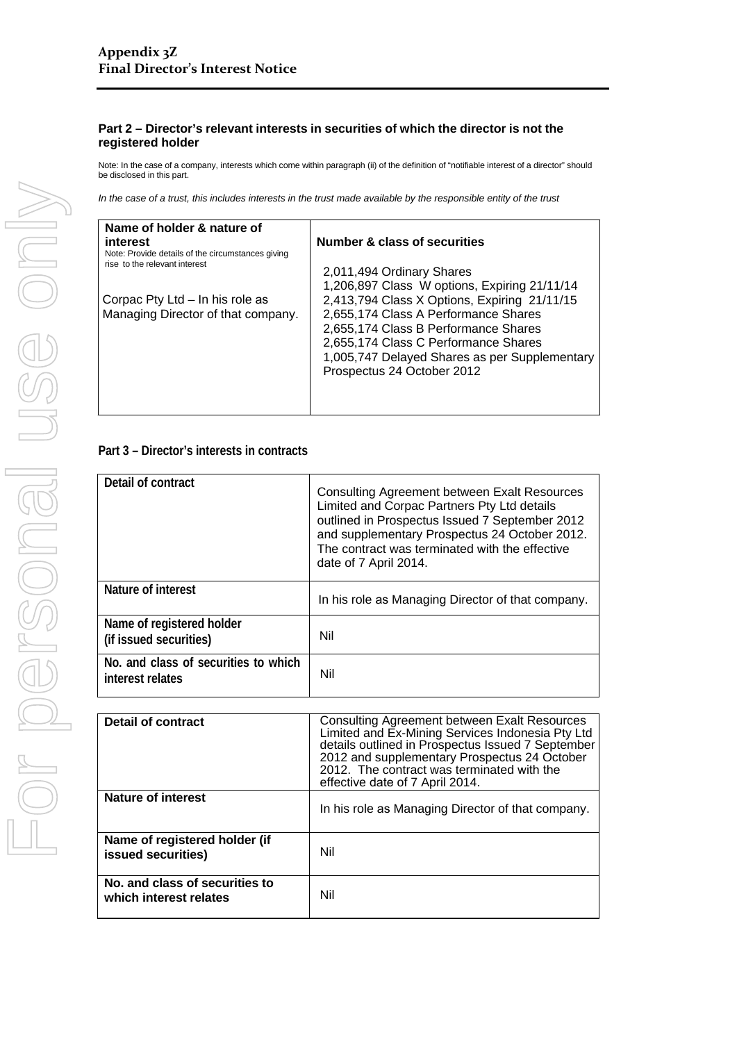## Part 2 – Director's relevant interests in securities of which the director is not the registered holder

Note: In the case of a company, interests which come within paragraph (ii) of the definition of "notifiable interest of a director" should be disclosed in this part.

*In the case of a trust, this includes interests in the trust made available by the responsible entity of the trust*

| **Name of holder & nature of interest**<br>Note: Provide details of the circumstances giving rise to the relevant interest | **Number & class of securities** |
|---|---|
| Corpac Pty Ltd – In his role as Managing Director of that company. | 2,011,494 Ordinary Shares<br>1,206,897 Class W options, Expiring 21/11/14<br>2,413,794 Class X Options, Expiring 21/11/15<br>2,655,174 Class A Performance Shares<br>2,655,174 Class B Performance Shares<br>2,655,174 Class C Performance Shares<br>1,005,747 Delayed Shares as per Supplementary Prospectus 24 October 2012 |

## Part 3 – Director's interests in contracts

| **Detail of contract** | Consulting Agreement between Exalt Resources Limited and Corpac Partners Pty Ltd details outlined in Prospectus Issued 7 September 2012 and supplementary Prospectus 24 October 2012. The contract was terminated with the effective date of 7 April 2014. |
|---|---|
| **Nature of interest** | In his role as Managing Director of that company. |
| **Name of registered holder (if issued securities)** | Nil |
| **No. and class of securities to which interest relates** | Nil |

| **Detail of contract** | Consulting Agreement between Exalt Resources Limited and Ex-Mining Services Indonesia Pty Ltd details outlined in Prospectus Issued 7 September 2012 and supplementary Prospectus 24 October 2012. The contract was terminated with the effective date of 7 April 2014. |
|---|---|
| **Nature of interest** | In his role as Managing Director of that company. |
| **Name of registered holder (if issued securities)** | Nil |
| **No. and class of securities to which interest relates** | Nil |